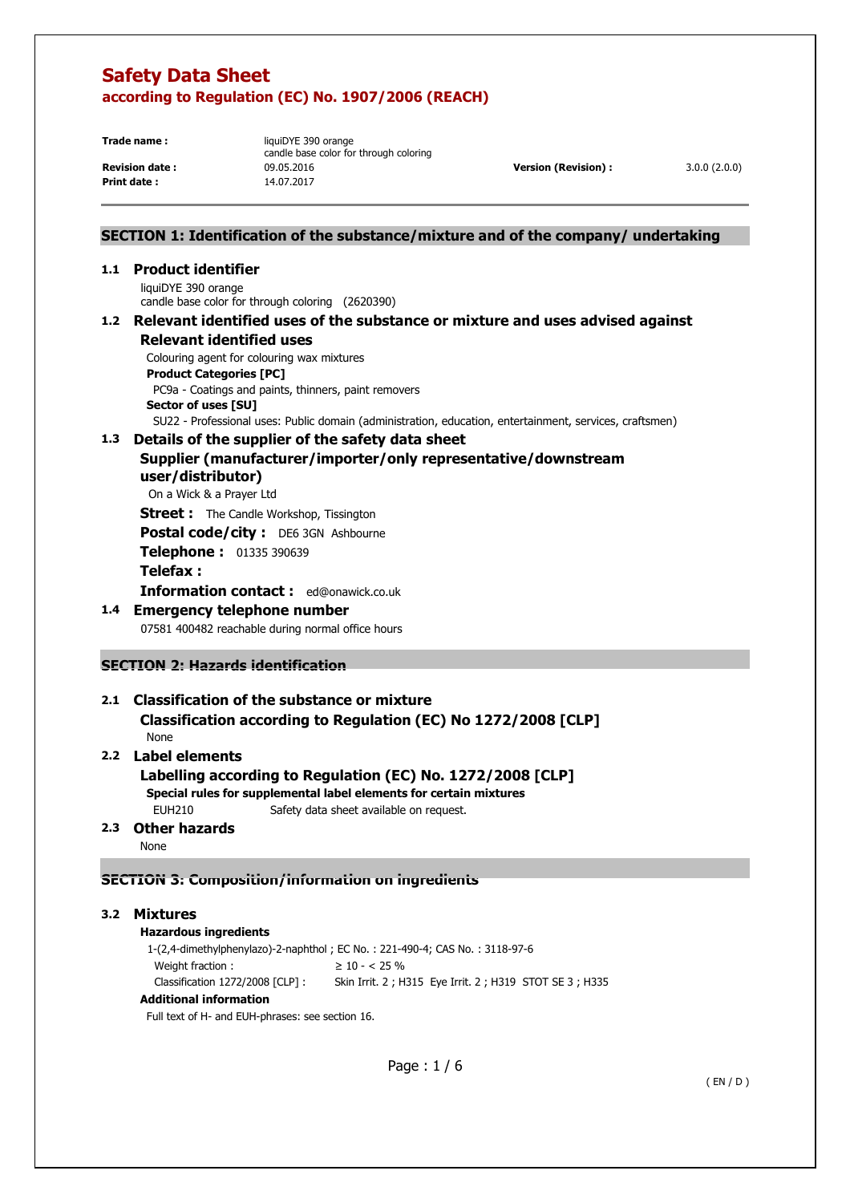# Safety Data Sheet
## according to Regulation (EC) No. 1907/2006 (REACH)

| | | | |
|---|---|---|---|
| **Trade name :** | liquiDYE 390 orange<br>candle base color for through coloring | | |
| **Revision date :** | 09.05.2016 | **Version (Revision) :** | 3.0.0 (2.0.0) |
| **Print date :** | 14.07.2017 | | |

## SECTION 1: Identification of the substance/mixture and of the company/ undertaking

### 1.1 Product identifier

liquiDYE 390 orange
candle base color for through coloring (2620390)

### 1.2 Relevant identified uses of the substance or mixture and uses advised against

**Relevant identified uses**

Colouring agent for colouring wax mixtures

**Product Categories [PC]**

PC9a - Coatings and paints, thinners, paint removers

**Sector of uses [SU]**

SU22 - Professional uses: Public domain (administration, education, entertainment, services, craftsmen)

### 1.3 Details of the supplier of the safety data sheet

**Supplier (manufacturer/importer/only representative/downstream user/distributor)**

On a Wick & a Prayer Ltd

**Street :** The Candle Workshop, Tissington

**Postal code/city :** DE6 3GN Ashbourne

**Telephone :** 01335 390639

**Telefax :**

**Information contact :** ed@onawick.co.uk

### 1.4 Emergency telephone number

07581 400482 reachable during normal office hours

## SECTION 2: Hazards identification

### 2.1 Classification of the substance or mixture

**Classification according to Regulation (EC) No 1272/2008 [CLP]**

None

### 2.2 Label elements

**Labelling according to Regulation (EC) No. 1272/2008 [CLP]**

**Special rules for supplemental label elements for certain mixtures**

EUH210 Safety data sheet available on request.

### 2.3 Other hazards

None

## SECTION 3: Composition/information on ingredients

### 3.2 Mixtures

**Hazardous ingredients**

1-(2,4-dimethylphenylazo)-2-naphthol ; EC No. : 221-490-4; CAS No. : 3118-97-6

Weight fraction : ≥ 10 - < 25 %

Classification 1272/2008 [CLP] : Skin Irrit. 2 ; H315 Eye Irrit. 2 ; H319 STOT SE 3 ; H335

**Additional information**

Full text of H- and EUH-phrases: see section 16.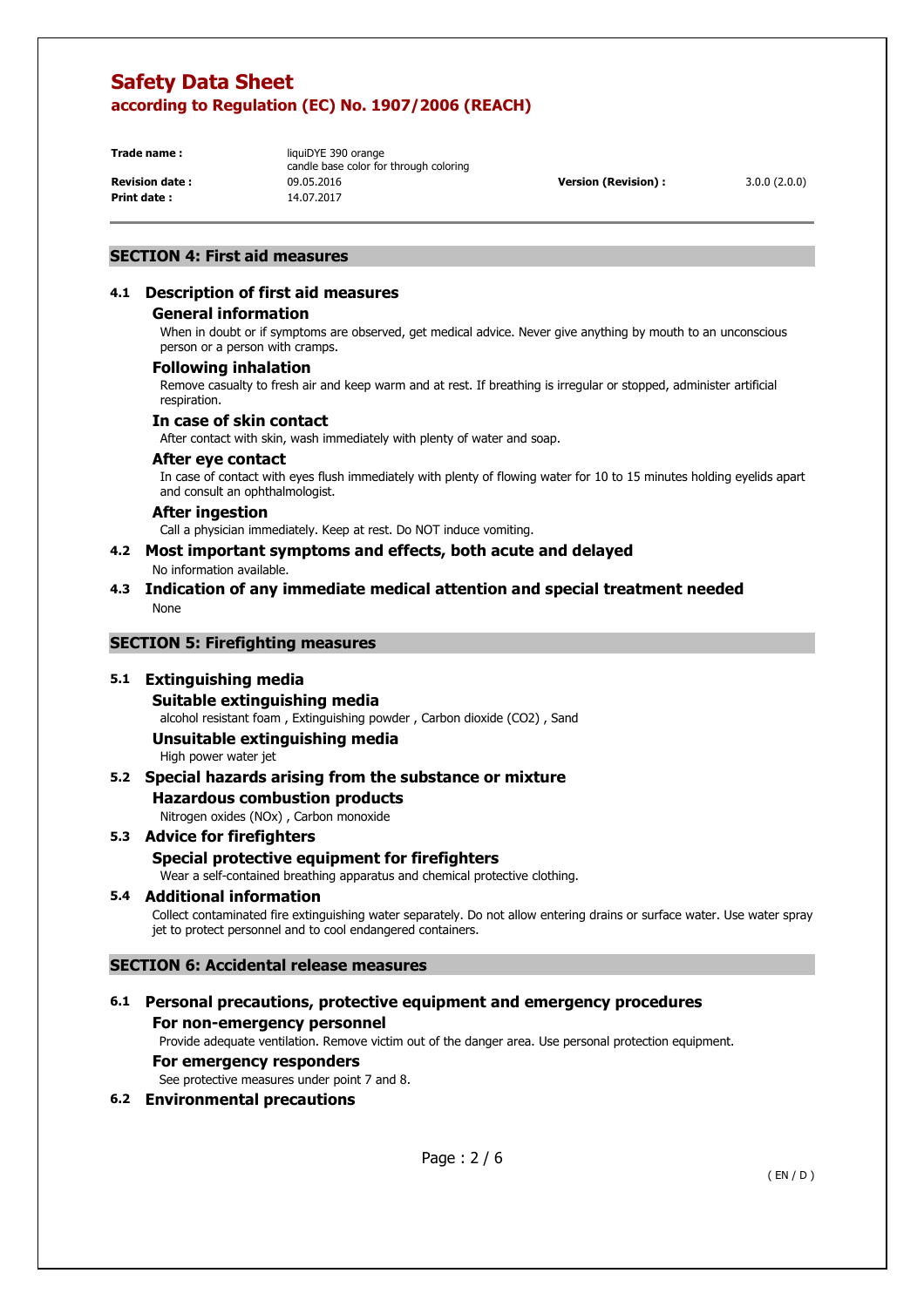## SECTION 4: First aid measures

### 4.1 Description of first aid measures

**General information**

When in doubt or if symptoms are observed, get medical advice. Never give anything by mouth to an unconscious person or a person with cramps.

**Following inhalation**

Remove casualty to fresh air and keep warm and at rest. If breathing is irregular or stopped, administer artificial respiration.

**In case of skin contact**

After contact with skin, wash immediately with plenty of water and soap.

**After eye contact**

In case of contact with eyes flush immediately with plenty of flowing water for 10 to 15 minutes holding eyelids apart and consult an ophthalmologist.

**After ingestion**

Call a physician immediately. Keep at rest. Do NOT induce vomiting.

### 4.2 Most important symptoms and effects, both acute and delayed

No information available.

### 4.3 Indication of any immediate medical attention and special treatment needed

None

## SECTION 5: Firefighting measures

### 5.1 Extinguishing media

**Suitable extinguishing media**

alcohol resistant foam , Extinguishing powder , Carbon dioxide ($CO_2$) , Sand

**Unsuitable extinguishing media**

High power water jet

### 5.2 Special hazards arising from the substance or mixture

**Hazardous combustion products**

Nitrogen oxides ($NO_x$) , Carbon monoxide

### 5.3 Advice for firefighters

**Special protective equipment for firefighters**

Wear a self-contained breathing apparatus and chemical protective clothing.

### 5.4 Additional information

Collect contaminated fire extinguishing water separately. Do not allow entering drains or surface water. Use water spray jet to protect personnel and to cool endangered containers.

## SECTION 6: Accidental release measures

### 6.1 Personal precautions, protective equipment and emergency procedures

**For non-emergency personnel**

Provide adequate ventilation. Remove victim out of the danger area. Use personal protection equipment.

**For emergency responders**

See protective measures under point 7 and 8.

### 6.2 Environmental precautions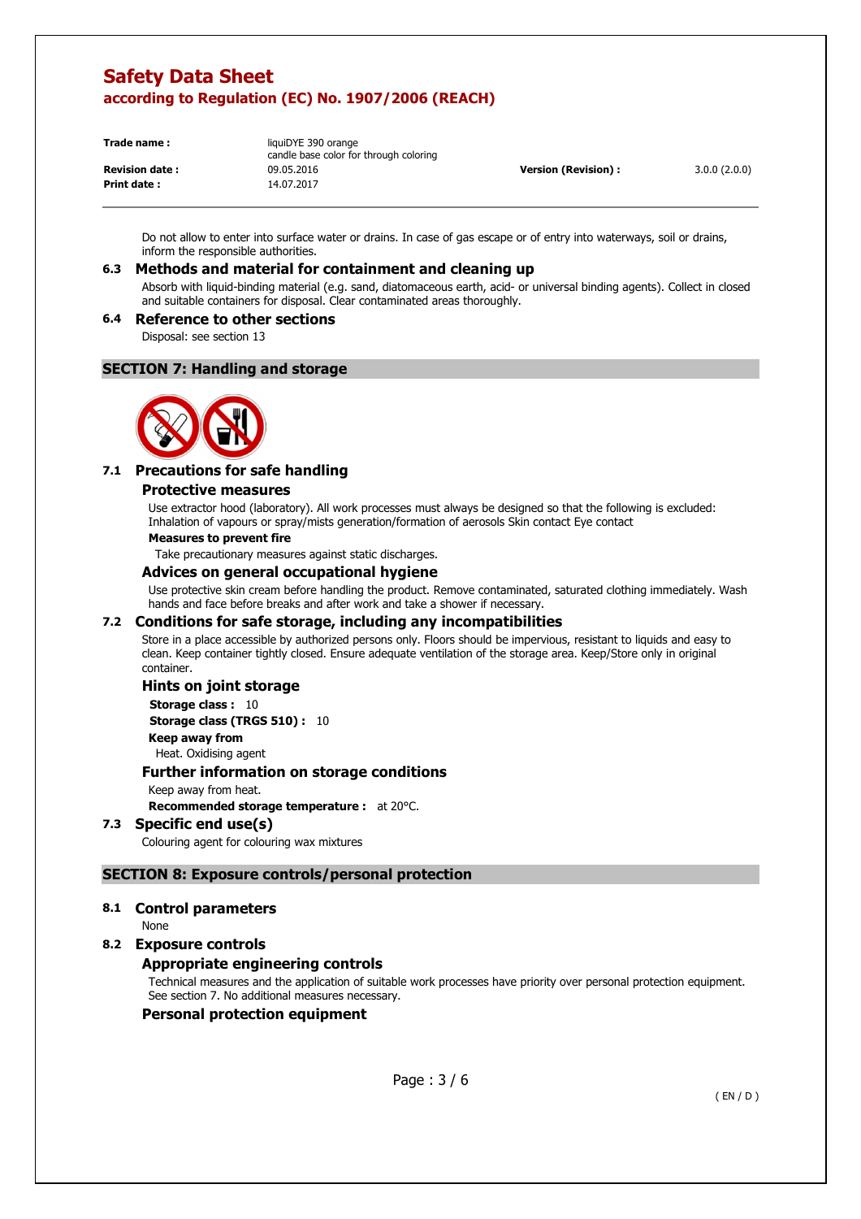Do not allow to enter into surface water or drains. In case of gas escape or of entry into waterways, soil or drains, inform the responsible authorities.

### 6.3 Methods and material for containment and cleaning up

Absorb with liquid-binding material (e.g. sand, diatomaceous earth, acid- or universal binding agents). Collect in closed and suitable containers for disposal. Clear contaminated areas thoroughly.

### 6.4 Reference to other sections

Disposal: see section 13

## SECTION 7: Handling and storage

### 7.1 Precautions for safe handling

#### Protective measures

Use extractor hood (laboratory). All work processes must always be designed so that the following is excluded: Inhalation of vapours or spray/mists generation/formation of aerosols Skin contact Eye contact

**Measures to prevent fire**

Take precautionary measures against static discharges.

#### Advices on general occupational hygiene

Use protective skin cream before handling the product. Remove contaminated, saturated clothing immediately. Wash hands and face before breaks and after work and take a shower if necessary.

### 7.2 Conditions for safe storage, including any incompatibilities

Store in a place accessible by authorized persons only. Floors should be impervious, resistant to liquids and easy to clean. Keep container tightly closed. Ensure adequate ventilation of the storage area. Keep/Store only in original container.

#### Hints on joint storage

**Storage class :** 10

**Storage class (TRGS 510) :** 10

**Keep away from**

Heat. Oxidising agent

#### Further information on storage conditions

Keep away from heat.

**Recommended storage temperature :** at 20°C.

### 7.3 Specific end use(s)

Colouring agent for colouring wax mixtures

## SECTION 8: Exposure controls/personal protection

### 8.1 Control parameters

None

### 8.2 Exposure controls

#### Appropriate engineering controls

Technical measures and the application of suitable work processes have priority over personal protection equipment. See section 7. No additional measures necessary.

#### Personal protection equipment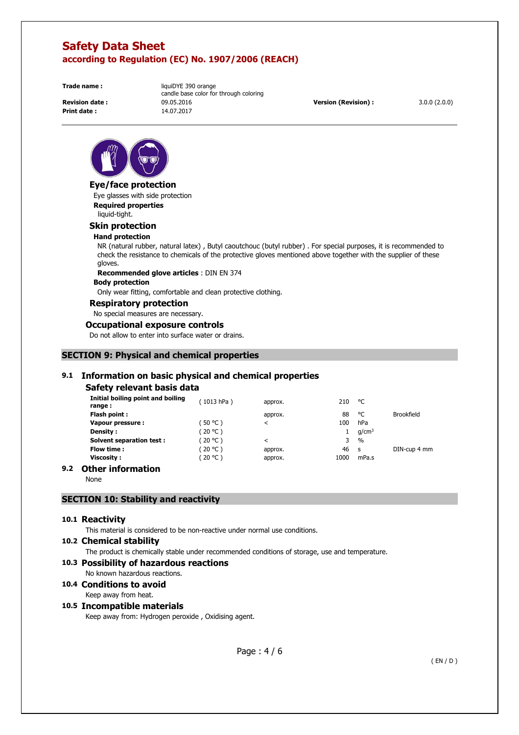# Safety Data Sheet

## according to Regulation (EC) No. 1907/2006 (REACH)

**Trade name :** liquiDYE 390 orange
candle base color for through coloring

**Revision date :** 09.05.2016 **Version (Revision) :** 3.0.0 (2.0.0)

**Print date :** 14.07.2017

### Eye/face protection

Eye glasses with side protection

**Required properties**

liquid-tight.

### Skin protection

**Hand protection**

NR (natural rubber, natural latex) , Butyl caoutchouc (butyl rubber) . For special purposes, it is recommended to check the resistance to chemicals of the protective gloves mentioned above together with the supplier of these gloves.

**Recommended glove articles** : DIN EN 374

**Body protection**

Only wear fitting, comfortable and clean protective clothing.

### Respiratory protection

No special measures are necessary.

### Occupational exposure controls

Do not allow to enter into surface water or drains.

## SECTION 9: Physical and chemical properties

### 9.1 Information on basic physical and chemical properties

#### Safety relevant basis data

| | | | | | |
|---|---|---|---|---|---|
| **Initial boiling point and boiling range :** | ( 1013 hPa ) | approx. | 210 | °C | |
| **Flash point :** | | approx. | 88 | °C | Brookfield |
| **Vapour pressure :** | ( 50 °C ) | < | 100 | hPa | |
| **Density :** | ( 20 °C ) | | 1 | $g/cm^3$ | |
| **Solvent separation test :** | ( 20 °C ) | < | 3 | % | |
| **Flow time :** | ( 20 °C ) | approx. | 46 | s | DIN-cup 4 mm |
| **Viscosity :** | ( 20 °C ) | approx. | 1000 | mPa.s | |

### 9.2 Other information

None

## SECTION 10: Stability and reactivity

### 10.1 Reactivity

This material is considered to be non-reactive under normal use conditions.

### 10.2 Chemical stability

The product is chemically stable under recommended conditions of storage, use and temperature.

### 10.3 Possibility of hazardous reactions

No known hazardous reactions.

### 10.4 Conditions to avoid

Keep away from heat.

### 10.5 Incompatible materials

Keep away from: Hydrogen peroxide , Oxidising agent.

( EN / D )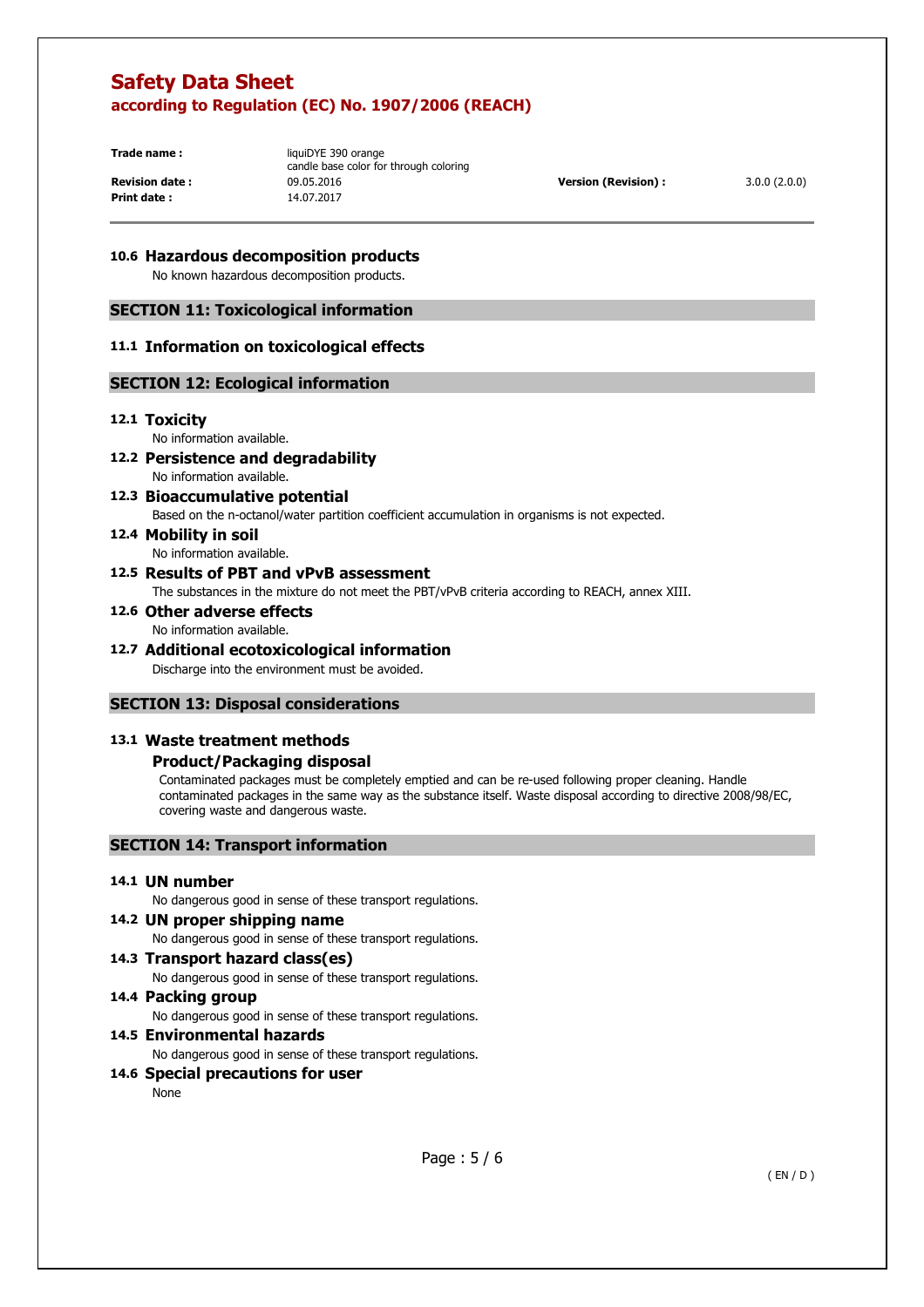### 10.6 Hazardous decomposition products

No known hazardous decomposition products.

## SECTION 11: Toxicological information

### 11.1 Information on toxicological effects

## SECTION 12: Ecological information

### 12.1 Toxicity

No information available.

### 12.2 Persistence and degradability

No information available.

### 12.3 Bioaccumulative potential

Based on the n-octanol/water partition coefficient accumulation in organisms is not expected.

### 12.4 Mobility in soil

No information available.

### 12.5 Results of PBT and vPvB assessment

The substances in the mixture do not meet the PBT/vPvB criteria according to REACH, annex XIII.

### 12.6 Other adverse effects

No information available.

### 12.7 Additional ecotoxicological information

Discharge into the environment must be avoided.

## SECTION 13: Disposal considerations

### 13.1 Waste treatment methods

#### Product/Packaging disposal

Contaminated packages must be completely emptied and can be re-used following proper cleaning. Handle contaminated packages in the same way as the substance itself. Waste disposal according to directive 2008/98/EC, covering waste and dangerous waste.

## SECTION 14: Transport information

### 14.1 UN number

No dangerous good in sense of these transport regulations.

### 14.2 UN proper shipping name

No dangerous good in sense of these transport regulations.

### 14.3 Transport hazard class(es)

No dangerous good in sense of these transport regulations.

### 14.4 Packing group

No dangerous good in sense of these transport regulations.

### 14.5 Environmental hazards

No dangerous good in sense of these transport regulations.

### 14.6 Special precautions for user

None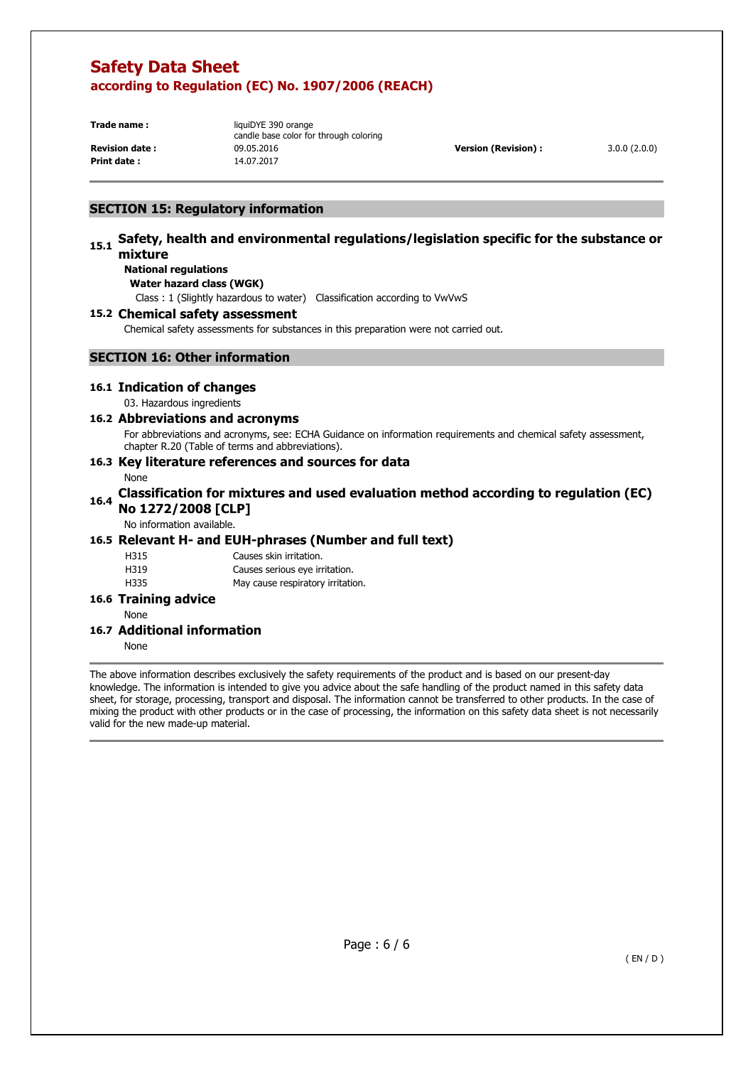## SECTION 15: Regulatory information

### 15.1 Safety, health and environmental regulations/legislation specific for the substance or mixture

**National regulations**

**Water hazard class (WGK)**

Class : 1 (Slightly hazardous to water) Classification according to VwVwS

### 15.2 Chemical safety assessment

Chemical safety assessments for substances in this preparation were not carried out.

## SECTION 16: Other information

### 16.1 Indication of changes

03. Hazardous ingredients

### 16.2 Abbreviations and acronyms

For abbreviations and acronyms, see: ECHA Guidance on information requirements and chemical safety assessment, chapter R.20 (Table of terms and abbreviations).

### 16.3 Key literature references and sources for data

None

### 16.4 Classification for mixtures and used evaluation method according to regulation (EC) No 1272/2008 [CLP]

No information available.

### 16.5 Relevant H- and EUH-phrases (Number and full text)

| | |
|---|---|
| H315 | Causes skin irritation. |
| H319 | Causes serious eye irritation. |
| H335 | May cause respiratory irritation. |

### 16.6 Training advice

None

### 16.7 Additional information

None

The above information describes exclusively the safety requirements of the product and is based on our present-day knowledge. The information is intended to give you advice about the safe handling of the product named in this safety data sheet, for storage, processing, transport and disposal. The information cannot be transferred to other products. In the case of mixing the product with other products or in the case of processing, the information on this safety data sheet is not necessarily valid for the new made-up material.